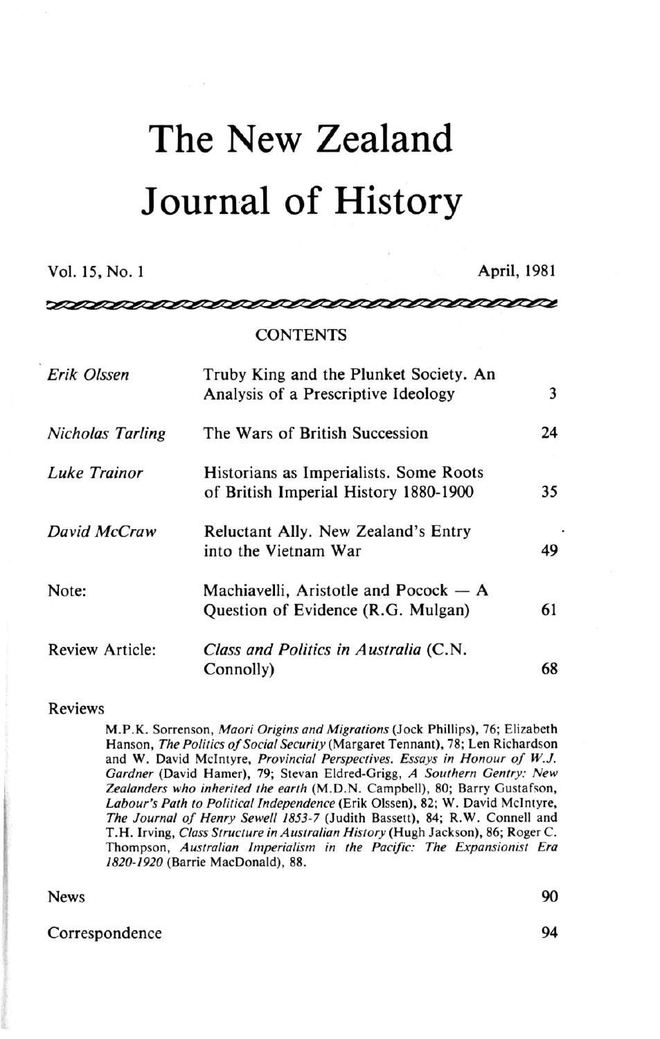# The New Zealand Journal of History

Vol. 15, No. 1 — April, 1981

## CONTENTS

| | | |
|---|---|---|
| *Erik Olssen* | Truby King and the Plunket Society. An Analysis of a Prescriptive Ideology | 3 |
| *Nicholas Tarling* | The Wars of British Succession | 24 |
| *Luke Trainor* | Historians as Imperialists. Some Roots of British Imperial History 1880-1900 | 35 |
| *David McCraw* | Reluctant Ally. New Zealand's Entry into the Vietnam War | 49 |
| Note: | Machiavelli, Aristotle and Pocock — A Question of Evidence (R.G. Mulgan) | 61 |
| Review Article: | *Class and Politics in Australia* (C.N. Connolly) | 68 |

Reviews

M.P.K. Sorrenson, *Maori Origins and Migrations* (Jock Phillips), 76; Elizabeth Hanson, *The Politics of Social Security* (Margaret Tennant), 78; Len Richardson and W. David McIntyre, *Provincial Perspectives. Essays in Honour of W.J. Gardner* (David Hamer), 79; Stevan Eldred-Grigg, *A Southern Gentry: New Zealanders who inherited the earth* (M.D.N. Campbell), 80; Barry Gustafson, *Labour's Path to Political Independence* (Erik Olssen), 82; W. David McIntyre, *The Journal of Henry Sewell 1853-7* (Judith Bassett), 84; R.W. Connell and T.H. Irving, *Class Structure in Australian History* (Hugh Jackson), 86; Roger C. Thompson, *Australian Imperialism in the Pacific: The Expansionist Era 1820-1920* (Barrie MacDonald), 88.

| | |
|---|---|
| News | 90 |
| Correspondence | 94 |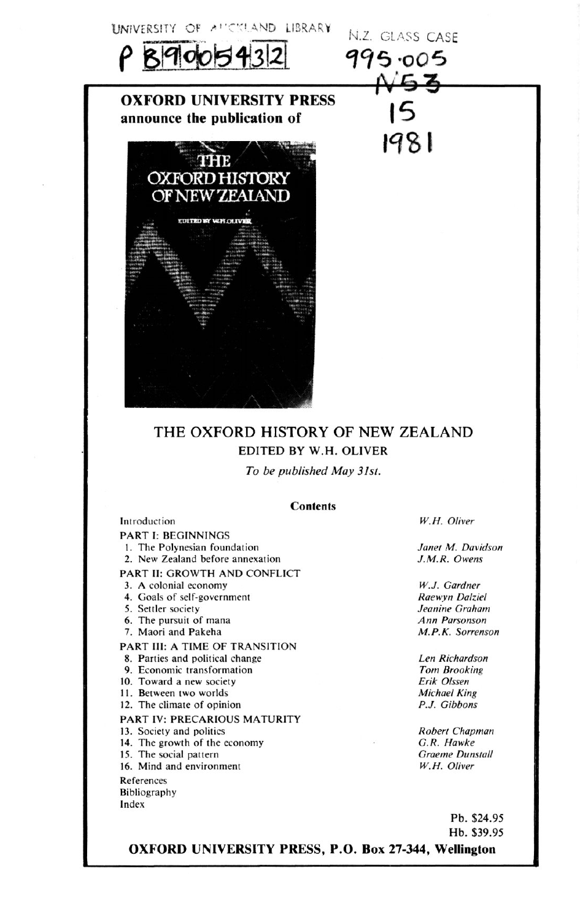UNIVERSITY OF AUCKLAND LIBRARY

P 8900543 2

N.Z. GLASS CASE

995·005 N53 15 1981

**OXFORD UNIVERSITY PRESS**
**announce the publication of**

THE OXFORD HISTORY OF NEW ZEALAND

EDITED BY W.H. OLIVER

## THE OXFORD HISTORY OF NEW ZEALAND

### EDITED BY W.H. OLIVER

*To be published May 31st.*

**Contents**

| | |
|---|---|
| Introduction | *W.H. Oliver* |
| PART I: BEGINNINGS | |
| 1. The Polynesian foundation | *Janet M. Davidson* |
| 2. New Zealand before annexation | *J.M.R. Owens* |
| PART II: GROWTH AND CONFLICT | |
| 3. A colonial economy | *W.J. Gardner* |
| 4. Goals of self-government | *Raewyn Dalziel* |
| 5. Settler society | *Jeanine Graham* |
| 6. The pursuit of mana | *Ann Parsonson* |
| 7. Maori and Pakeha | *M.P.K. Sorrenson* |
| PART III: A TIME OF TRANSITION | |
| 8. Parties and political change | *Len Richardson* |
| 9. Economic transformation | *Tom Brooking* |
| 10. Toward a new society | *Erik Olssen* |
| 11. Between two worlds | *Michael King* |
| 12. The climate of opinion | *P.J. Gibbons* |
| PART IV: PRECARIOUS MATURITY | |
| 13. Society and politics | *Robert Chapman* |
| 14. The growth of the economy | *G.R. Hawke* |
| 15. The social pattern | *Graeme Dunstall* |
| 16. Mind and environment | *W.H. Oliver* |
| References | |
| Bibliography | |
| Index | |

Pb. $24.95
Hb. $39.95

**OXFORD UNIVERSITY PRESS, P.O. Box 27-344, Wellington**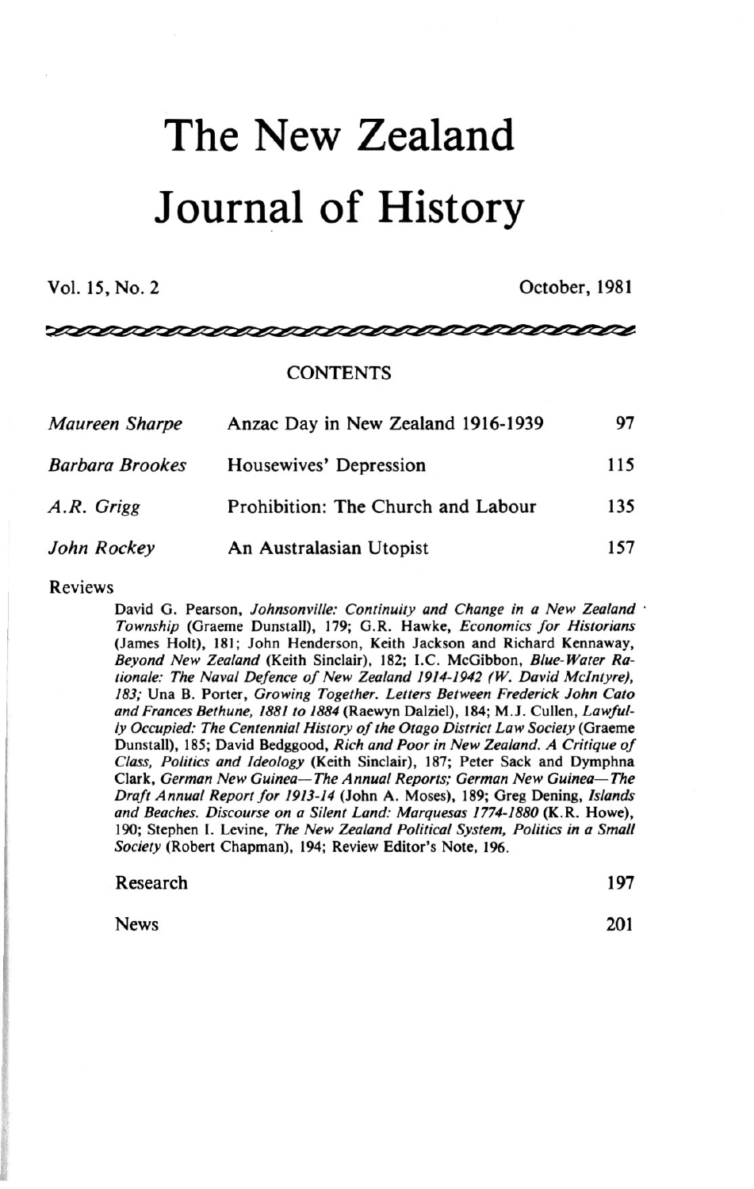# The New Zealand Journal of History

Vol. 15, No. 2 October, 1981

## CONTENTS

| | | |
|---|---|---|
| *Maureen Sharpe* | Anzac Day in New Zealand 1916-1939 | 97 |
| *Barbara Brookes* | Housewives' Depression | 115 |
| *A.R. Grigg* | Prohibition: The Church and Labour | 135 |
| *John Rockey* | An Australasian Utopist | 157 |

Reviews

David G. Pearson, *Johnsonville: Continuity and Change in a New Zealand Township* (Graeme Dunstall), 179; G.R. Hawke, *Economics for Historians* (James Holt), 181; John Henderson, Keith Jackson and Richard Kennaway, *Beyond New Zealand* (Keith Sinclair), 182; I.C. McGibbon, *Blue-Water Rationale: The Naval Defence of New Zealand 1914-1942 (W. David McIntyre), 183;* Una B. Porter, *Growing Together. Letters Between Frederick John Cato and Frances Bethune, 1881 to 1884* (Raewyn Dalziel), 184; M.J. Cullen, *Lawfully Occupied: The Centennial History of the Otago District Law Society* (Graeme Dunstall), 185; David Bedggood, *Rich and Poor in New Zealand. A Critique of Class, Politics and Ideology* (Keith Sinclair), 187; Peter Sack and Dymphna Clark, *German New Guinea—The Annual Reports; German New Guinea—The Draft Annual Report for 1913-14* (John A. Moses), 189; Greg Dening, *Islands and Beaches. Discourse on a Silent Land: Marquesas 1774-1880* (K.R. Howe), 190; Stephen I. Levine, *The New Zealand Political System, Politics in a Small Society* (Robert Chapman), 194; Review Editor's Note, 196.

| | |
|---|---|
| Research | 197 |
| News | 201 |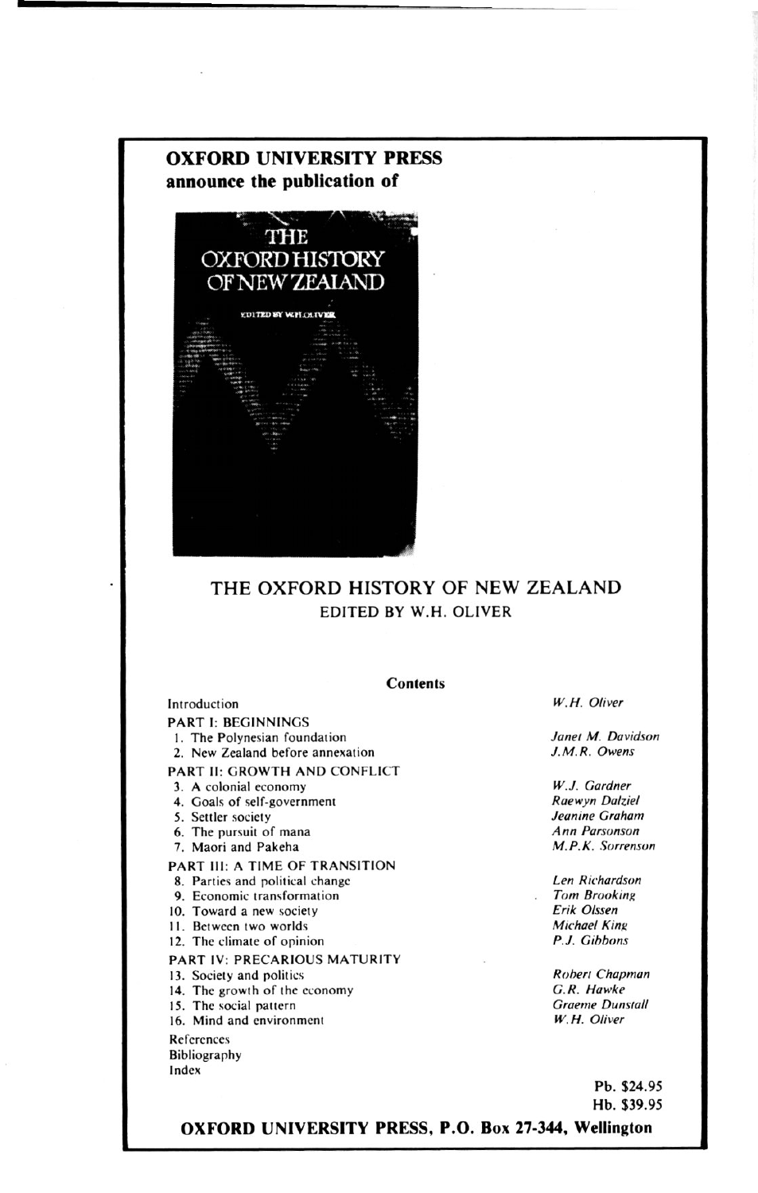**OXFORD UNIVERSITY PRESS**
**announce the publication of**

## THE OXFORD HISTORY OF NEW ZEALAND

EDITED BY W.H. OLIVER

**Contents**

| | |
|---|---|
| Introduction | *W.H. Oliver* |
| PART I: BEGINNINGS | |
| 1. The Polynesian foundation | *Janet M. Davidson* |
| 2. New Zealand before annexation | *J.M.R. Owens* |
| PART II: GROWTH AND CONFLICT | |
| 3. A colonial economy | *W.J. Gardner* |
| 4. Goals of self-government | *Raewyn Dalziel* |
| 5. Settler society | *Jeanine Graham* |
| 6. The pursuit of mana | *Ann Parsonson* |
| 7. Maori and Pakeha | *M.P.K. Sorrenson* |
| PART III: A TIME OF TRANSITION | |
| 8. Parties and political change | *Len Richardson* |
| 9. Economic transformation | *Tom Brooking* |
| 10. Toward a new society | *Erik Olssen* |
| 11. Between two worlds | *Michael King* |
| 12. The climate of opinion | *P.J. Gibbons* |
| PART IV: PRECARIOUS MATURITY | |
| 13. Society and politics | *Robert Chapman* |
| 14. The growth of the economy | *G.R. Hawke* |
| 15. The social pattern | *Graeme Dunstall* |
| 16. Mind and environment | *W.H. Oliver* |
| References | |
| Bibliography | |
| Index | |

**Pb. $24.95**
**Hb. $39.95**

**OXFORD UNIVERSITY PRESS, P.O. Box 27-344, Wellington**